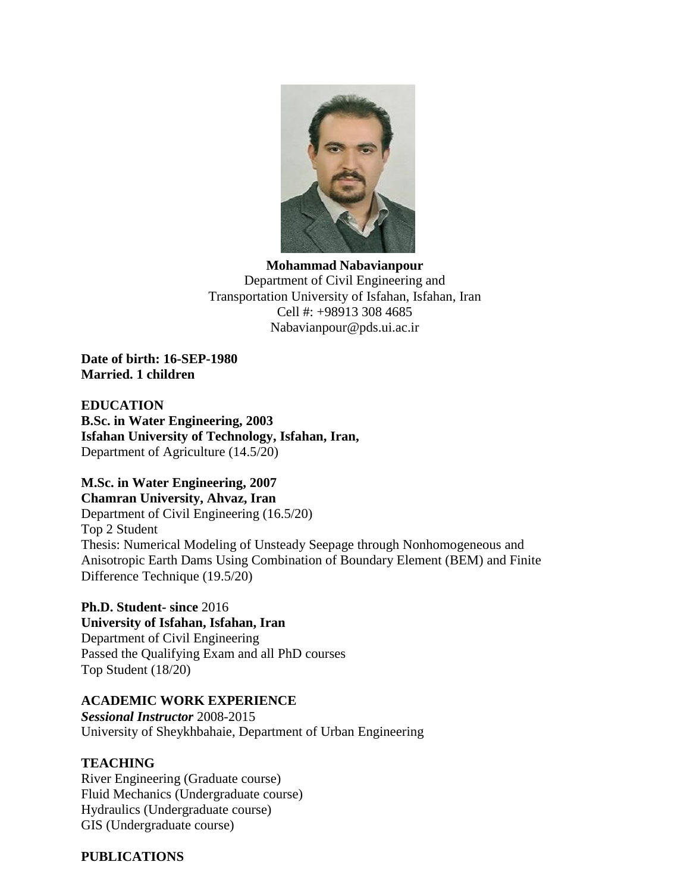**Mohammad Nabavianpour**
Department of Civil Engineering and
Transportation University of Isfahan, Isfahan, Iran
Cell #: +98913 308 4685
Nabavianpour@pds.ui.ac.ir

**Date of birth: 16-SEP-1980**
**Married. 1 children**

## EDUCATION

**B.Sc. in Water Engineering, 2003**
**Isfahan University of Technology, Isfahan, Iran,**
Department of Agriculture (14.5/20)

**M.Sc. in Water Engineering, 2007**
**Chamran University, Ahvaz, Iran**
Department of Civil Engineering (16.5/20)
Top 2 Student
Thesis: Numerical Modeling of Unsteady Seepage through Nonhomogeneous and Anisotropic Earth Dams Using Combination of Boundary Element (BEM) and Finite Difference Technique (19.5/20)

**Ph.D. Student- since** 2016
**University of Isfahan, Isfahan, Iran**
Department of Civil Engineering
Passed the Qualifying Exam and all PhD courses
Top Student (18/20)

## ACADEMIC WORK EXPERIENCE

***Sessional Instructor*** 2008-2015
University of Sheykhbahaie, Department of Urban Engineering

## TEACHING

River Engineering (Graduate course)
Fluid Mechanics (Undergraduate course)
Hydraulics (Undergraduate course)
GIS (Undergraduate course)

## PUBLICATIONS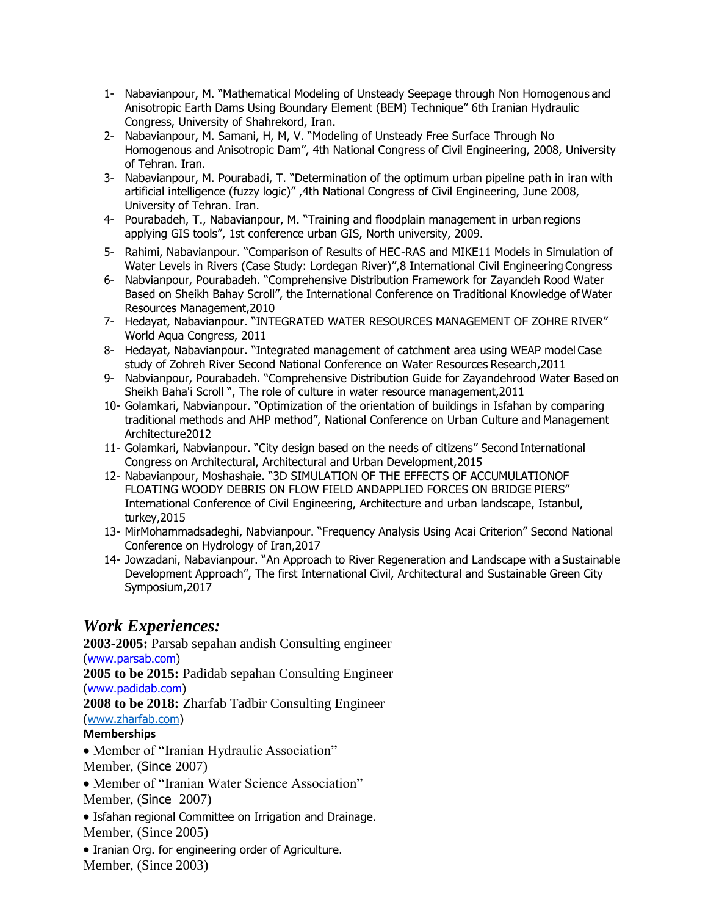1- Nabavianpour, M. "Mathematical Modeling of Unsteady Seepage through Non Homogenous and Anisotropic Earth Dams Using Boundary Element (BEM) Technique" 6th Iranian Hydraulic Congress, University of Shahrekord, Iran.
2- Nabavianpour, M. Samani, H, M, V. "Modeling of Unsteady Free Surface Through No Homogenous and Anisotropic Dam", 4th National Congress of Civil Engineering, 2008, University of Tehran. Iran.
3- Nabavianpour, M. Pourabadi, T. "Determination of the optimum urban pipeline path in iran with artificial intelligence (fuzzy logic)" ,4th National Congress of Civil Engineering, June 2008, University of Tehran. Iran.
4- Pourabadeh, T., Nabavianpour, M. "Training and floodplain management in urban regions applying GIS tools", 1st conference urban GIS, North university, 2009.
5- Rahimi, Nabavianpour. "Comparison of Results of HEC-RAS and MIKE11 Models in Simulation of Water Levels in Rivers (Case Study: Lordegan River)",8 International Civil Engineering Congress
6- Nabvianpour, Pourabadeh. "Comprehensive Distribution Framework for Zayandeh Rood Water Based on Sheikh Bahay Scroll", the International Conference on Traditional Knowledge of Water Resources Management,2010
7- Hedayat, Nabavianpour. "INTEGRATED WATER RESOURCES MANAGEMENT OF ZOHRE RIVER" World Aqua Congress, 2011
8- Hedayat, Nabavianpour. "Integrated management of catchment area using WEAP model Case study of Zohreh River Second National Conference on Water Resources Research,2011
9- Nabvianpour, Pourabadeh. "Comprehensive Distribution Guide for Zayandehrood Water Based on Sheikh Baha'i Scroll ", The role of culture in water resource management,2011
10- Golamkari, Nabvianpour. "Optimization of the orientation of buildings in Isfahan by comparing traditional methods and AHP method", National Conference on Urban Culture and Management Architecture2012
11- Golamkari, Nabvianpour. "City design based on the needs of citizens" Second International Congress on Architectural, Architectural and Urban Development,2015
12- Nabavianpour, Moshashaie. "3D SIMULATION OF THE EFFECTS OF ACCUMULATIONOF FLOATING WOODY DEBRIS ON FLOW FIELD ANDAPPLIED FORCES ON BRIDGE PIERS" International Conference of Civil Engineering, Architecture and urban landscape, Istanbul, turkey,2015
13- MirMohammadsadeghi, Nabvianpour. "Frequency Analysis Using Acai Criterion" Second National Conference on Hydrology of Iran,2017
14- Jowzadani, Nabavianpour. "An Approach to River Regeneration and Landscape with a Sustainable Development Approach", The first International Civil, Architectural and Sustainable Green City Symposium,2017

## *Work Experiences:*

**2003-2005:** Parsab sepahan andish Consulting engineer
(www.parsab.com)
**2005 to be 2015:** Padidab sepahan Consulting Engineer
(www.padidab.com)
**2008 to be 2018:** Zharfab Tadbir Consulting Engineer
(www.zharfab.com)

**Memberships**

- Member of "Iranian Hydraulic Association"
Member, (Since 2007)
- Member of "Iranian Water Science Association"
Member, (Since 2007)
- Isfahan regional Committee on Irrigation and Drainage.
Member, (Since 2005)
- Iranian Org. for engineering order of Agriculture.
Member, (Since 2003)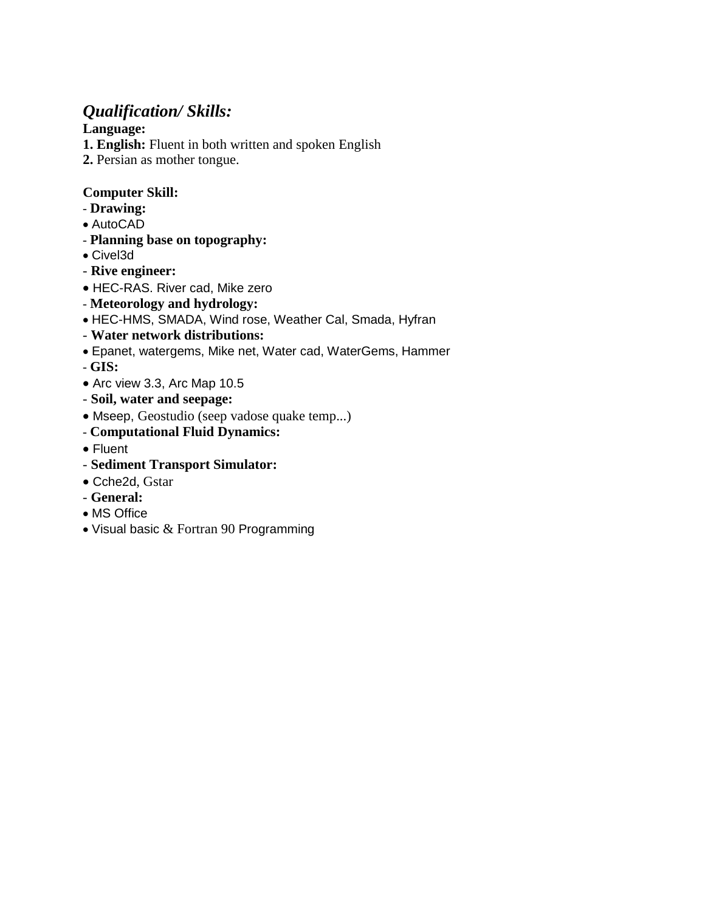## *Qualification/ Skills:*

**Language:**

**1. English:** Fluent in both written and spoken English

**2.** Persian as mother tongue.

**Computer Skill:**

- **Drawing:**
  - AutoCAD
- **Planning base on topography:**
  - Civel3d
- **Rive engineer:**
  - HEC-RAS. River cad, Mike zero
- **Meteorology and hydrology:**
  - HEC-HMS, SMADA, Wind rose, Weather Cal, Smada, Hyfran
- **Water network distributions:**
  - Epanet, watergems, Mike net, Water cad, WaterGems, Hammer
- **GIS:**
  - Arc view 3.3, Arc Map 10.5
- **Soil, water and seepage:**
  - Mseep, Geostudio (seep vadose quake temp...)
- **Computational Fluid Dynamics:**
  - Fluent
- **Sediment Transport Simulator:**
  - Cche2d, Gstar
- **General:**
  - MS Office
  - Visual basic & Fortran 90 Programming